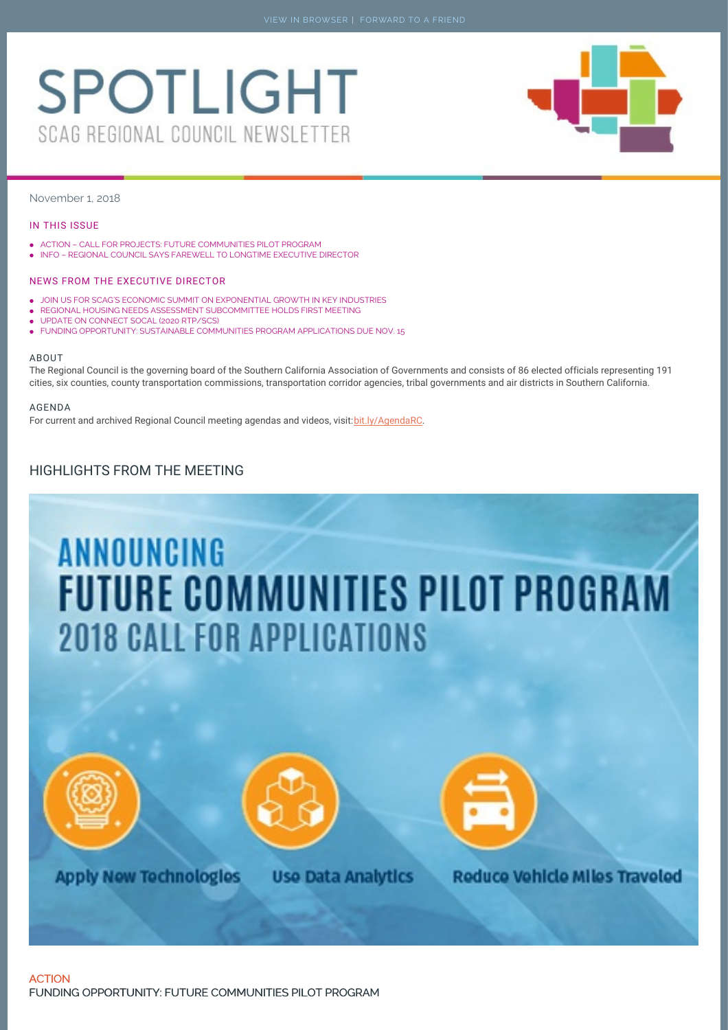VIEW IN BROWSER | FORWARD TO A FRIEND

# SPOTLIGHT

SCAG REGIONAL COUNCIL NEWSLETTER

November 1, 2018

### IN THIS ISSUE

- ACTION – CALL FOR PROJECTS: FUTURE COMMUNITIES PILOT PROGRAM
- INFO – REGIONAL COUNCIL SAYS FAREWELL TO LONGTIME EXECUTIVE DIRECTOR

### NEWS FROM THE EXECUTIVE DIRECTOR

- JOIN US FOR SCAG'S ECONOMIC SUMMIT ON EXPONENTIAL GROWTH IN KEY INDUSTRIES
- REGIONAL HOUSING NEEDS ASSESSMENT SUBCOMMITTEE HOLDS FIRST MEETING
- UPDATE ON CONNECT SOCAL (2020 RTP/SCS)
- FUNDING OPPORTUNITY: SUSTAINABLE COMMUNITIES PROGRAM APPLICATIONS DUE NOV. 15

### ABOUT

The Regional Council is the governing board of the Southern California Association of Governments and consists of 86 elected officials representing 191 cities, six counties, county transportation commissions, transportation corridor agencies, tribal governments and air districts in Southern California.

### AGENDA

For current and archived Regional Council meeting agendas and videos, visit: bit.ly/AgendaRC.

## HIGHLIGHTS FROM THE MEETING

ANNOUNCING
FUTURE COMMUNITIES PILOT PROGRAM
2018 CALL FOR APPLICATIONS

Apply New Technologies

Use Data Analytics

Reduce Vehicle Miles Traveled

ACTION

FUNDING OPPORTUNITY: FUTURE COMMUNITIES PILOT PROGRAM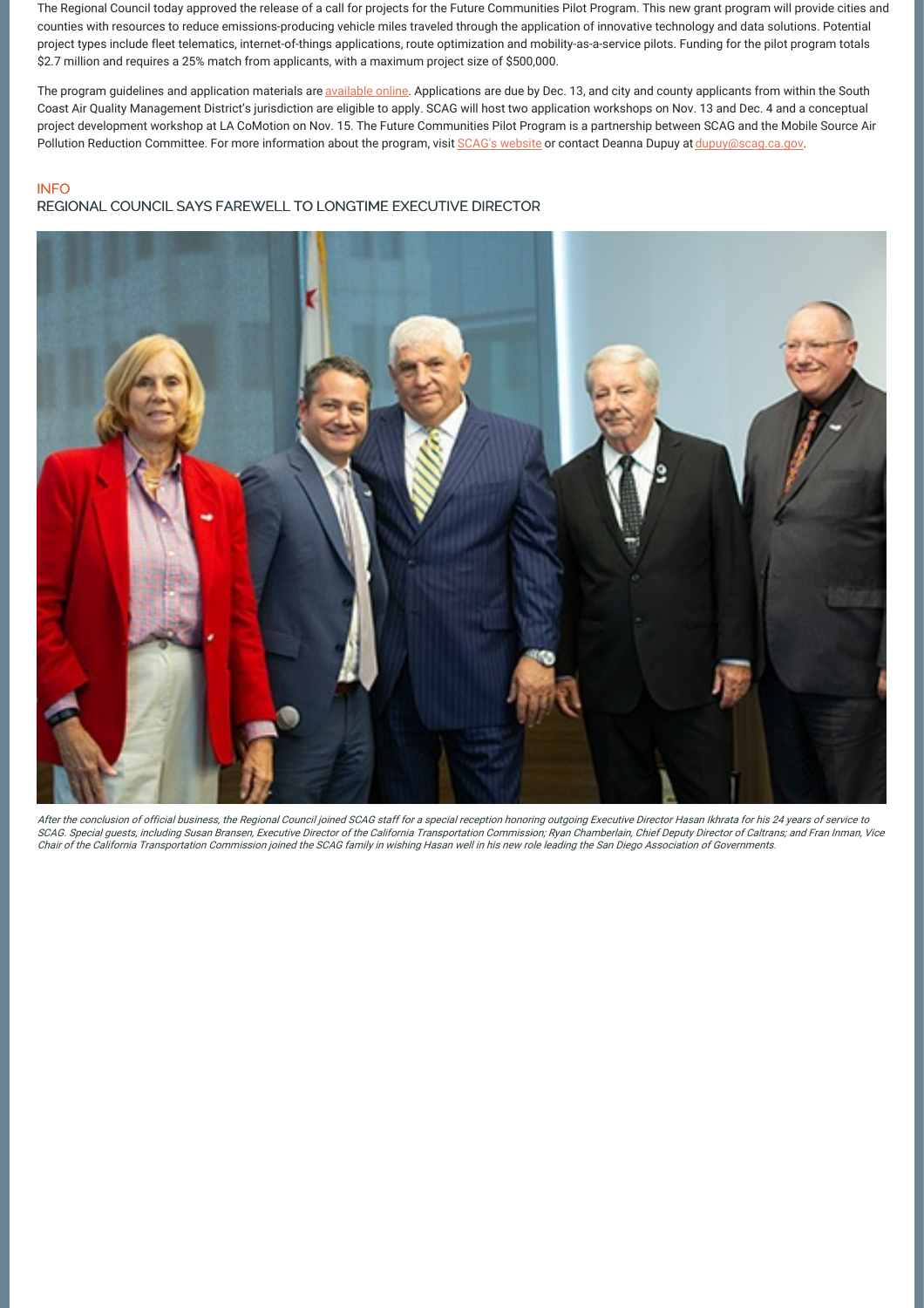The Regional Council today approved the release of a call for projects for the Future Communities Pilot Program. This new grant program will provide cities and counties with resources to reduce emissions-producing vehicle miles traveled through the application of innovative technology and data solutions. Potential project types include fleet telematics, internet-of-things applications, route optimization and mobility-as-a-service pilots. Funding for the pilot program totals $2.7 million and requires a 25% match from applicants, with a maximum project size of $500,000.

The program guidelines and application materials are available online. Applications are due by Dec. 13, and city and county applicants from within the South Coast Air Quality Management District's jurisdiction are eligible to apply. SCAG will host two application workshops on Nov. 13 and Dec. 4 and a conceptual project development workshop at LA CoMotion on Nov. 15. The Future Communities Pilot Program is a partnership between SCAG and the Mobile Source Air Pollution Reduction Committee. For more information about the program, visit SCAG's website or contact Deanna Dupuy at dupuy@scag.ca.gov.

INFO

## REGIONAL COUNCIL SAYS FAREWELL TO LONGTIME EXECUTIVE DIRECTOR

*After the conclusion of official business, the Regional Council joined SCAG staff for a special reception honoring outgoing Executive Director Hasan Ikhrata for his 24 years of service to SCAG. Special guests, including Susan Bransen, Executive Director of the California Transportation Commission; Ryan Chamberlain, Chief Deputy Director of Caltrans; and Fran Inman, Vice Chair of the California Transportation Commission joined the SCAG family in wishing Hasan well in his new role leading the San Diego Association of Governments.*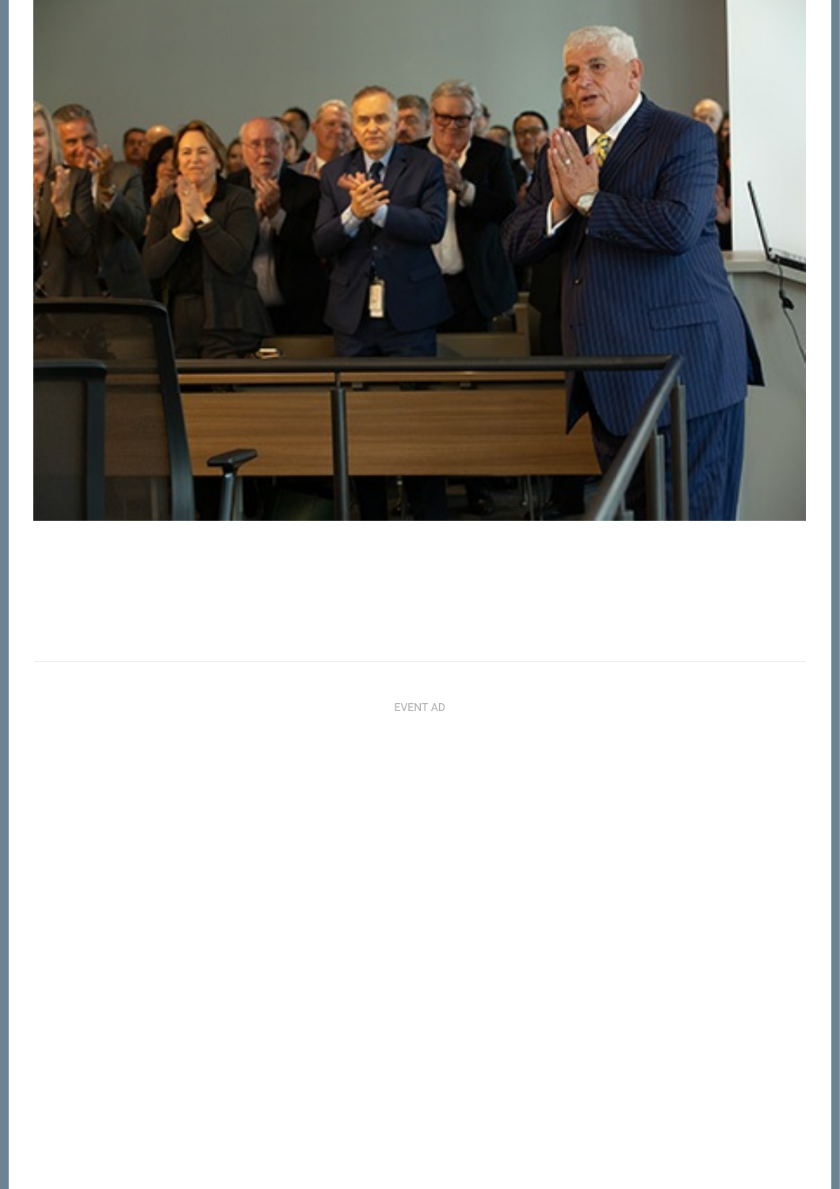EVENT AD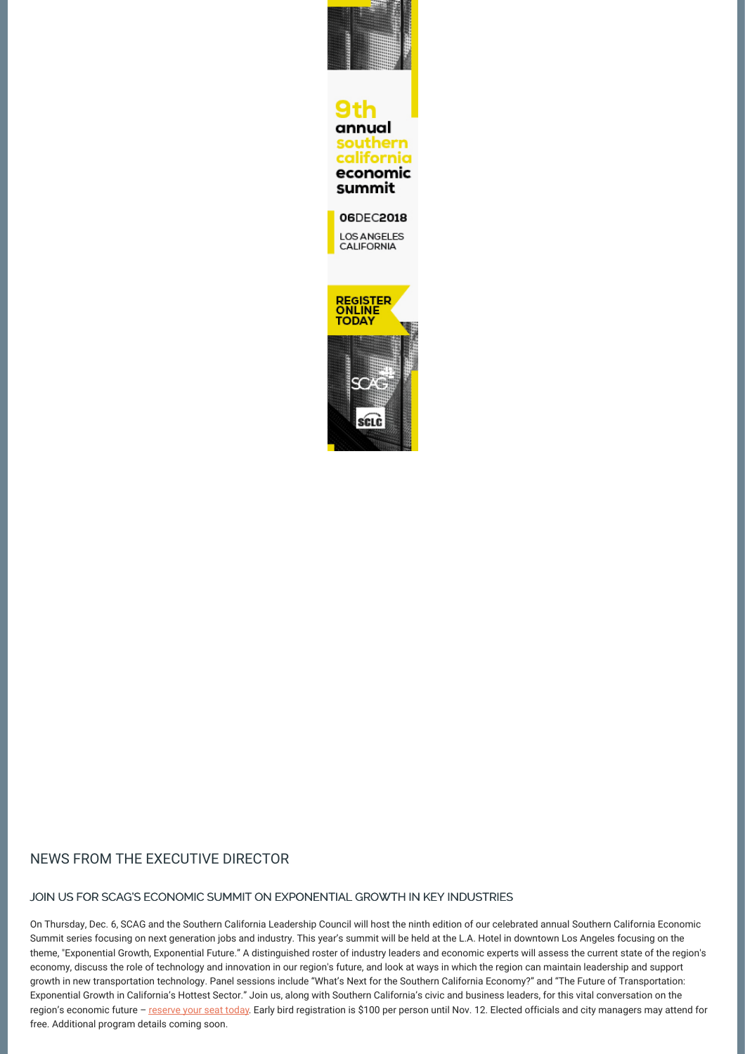9th annual southern california economic summit

06DEC2018

LOS ANGELES CALIFORNIA

REGISTER ONLINE TODAY

SCAG

SCLC

## NEWS FROM THE EXECUTIVE DIRECTOR

### JOIN US FOR SCAG'S ECONOMIC SUMMIT ON EXPONENTIAL GROWTH IN KEY INDUSTRIES

On Thursday, Dec. 6, SCAG and the Southern California Leadership Council will host the ninth edition of our celebrated annual Southern California Economic Summit series focusing on next generation jobs and industry. This year's summit will be held at the L.A. Hotel in downtown Los Angeles focusing on the theme, "Exponential Growth, Exponential Future." A distinguished roster of industry leaders and economic experts will assess the current state of the region's economy, discuss the role of technology and innovation in our region's future, and look at ways in which the region can maintain leadership and support growth in new transportation technology. Panel sessions include "What's Next for the Southern California Economy?" and "The Future of Transportation: Exponential Growth in California's Hottest Sector." Join us, along with Southern California's civic and business leaders, for this vital conversation on the region's economic future – reserve your seat today. Early bird registration is $100 per person until Nov. 12. Elected officials and city managers may attend for free. Additional program details coming soon.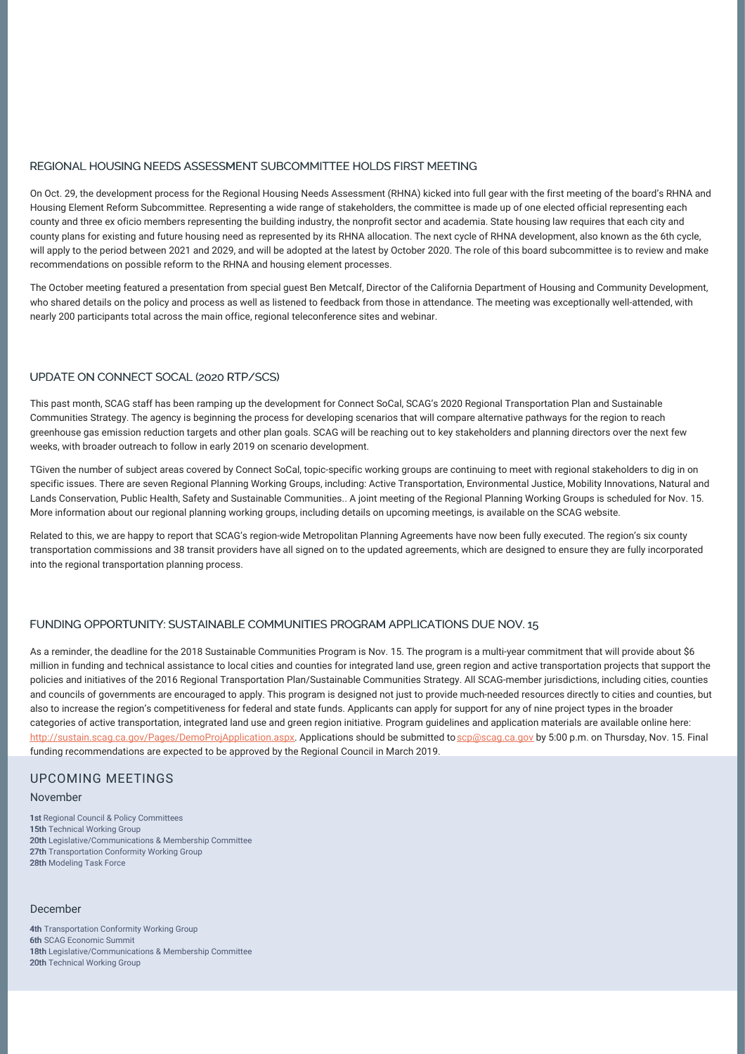## REGIONAL HOUSING NEEDS ASSESSMENT SUBCOMMITTEE HOLDS FIRST MEETING

On Oct. 29, the development process for the Regional Housing Needs Assessment (RHNA) kicked into full gear with the first meeting of the board's RHNA and Housing Element Reform Subcommittee. Representing a wide range of stakeholders, the committee is made up of one elected official representing each county and three ex oficio members representing the building industry, the nonprofit sector and academia. State housing law requires that each city and county plans for existing and future housing need as represented by its RHNA allocation. The next cycle of RHNA development, also known as the 6th cycle, will apply to the period between 2021 and 2029, and will be adopted at the latest by October 2020. The role of this board subcommittee is to review and make recommendations on possible reform to the RHNA and housing element processes.

The October meeting featured a presentation from special guest Ben Metcalf, Director of the California Department of Housing and Community Development, who shared details on the policy and process as well as listened to feedback from those in attendance. The meeting was exceptionally well-attended, with nearly 200 participants total across the main office, regional teleconference sites and webinar.

## UPDATE ON CONNECT SOCAL (2020 RTP/SCS)

This past month, SCAG staff has been ramping up the development for Connect SoCal, SCAG's 2020 Regional Transportation Plan and Sustainable Communities Strategy. The agency is beginning the process for developing scenarios that will compare alternative pathways for the region to reach greenhouse gas emission reduction targets and other plan goals. SCAG will be reaching out to key stakeholders and planning directors over the next few weeks, with broader outreach to follow in early 2019 on scenario development.

TGiven the number of subject areas covered by Connect SoCal, topic-specific working groups are continuing to meet with regional stakeholders to dig in on specific issues. There are seven Regional Planning Working Groups, including: Active Transportation, Environmental Justice, Mobility Innovations, Natural and Lands Conservation, Public Health, Safety and Sustainable Communities.. A joint meeting of the Regional Planning Working Groups is scheduled for Nov. 15. More information about our regional planning working groups, including details on upcoming meetings, is available on the SCAG website.

Related to this, we are happy to report that SCAG's region-wide Metropolitan Planning Agreements have now been fully executed. The region's six county transportation commissions and 38 transit providers have all signed on to the updated agreements, which are designed to ensure they are fully incorporated into the regional transportation planning process.

## FUNDING OPPORTUNITY: SUSTAINABLE COMMUNITIES PROGRAM APPLICATIONS DUE NOV. 15

As a reminder, the deadline for the 2018 Sustainable Communities Program is Nov. 15. The program is a multi-year commitment that will provide about $6 million in funding and technical assistance to local cities and counties for integrated land use, green region and active transportation projects that support the policies and initiatives of the 2016 Regional Transportation Plan/Sustainable Communities Strategy. All SCAG-member jurisdictions, including cities, counties and councils of governments are encouraged to apply. This program is designed not just to provide much-needed resources directly to cities and counties, but also to increase the region's competitiveness for federal and state funds. Applicants can apply for support for any of nine project types in the broader categories of active transportation, integrated land use and green region initiative. Program guidelines and application materials are available online here: http://sustain.scag.ca.gov/Pages/DemoProjApplication.aspx. Applications should be submitted to scp@scag.ca.gov by 5:00 p.m. on Thursday, Nov. 15. Final funding recommendations are expected to be approved by the Regional Council in March 2019.

## UPCOMING MEETINGS

### November

**1st** Regional Council & Policy Committees
**15th** Technical Working Group
**20th** Legislative/Communications & Membership Committee
**27th** Transportation Conformity Working Group
**28th** Modeling Task Force

### December

**4th** Transportation Conformity Working Group
**6th** SCAG Economic Summit
**18th** Legislative/Communications & Membership Committee
**20th** Technical Working Group